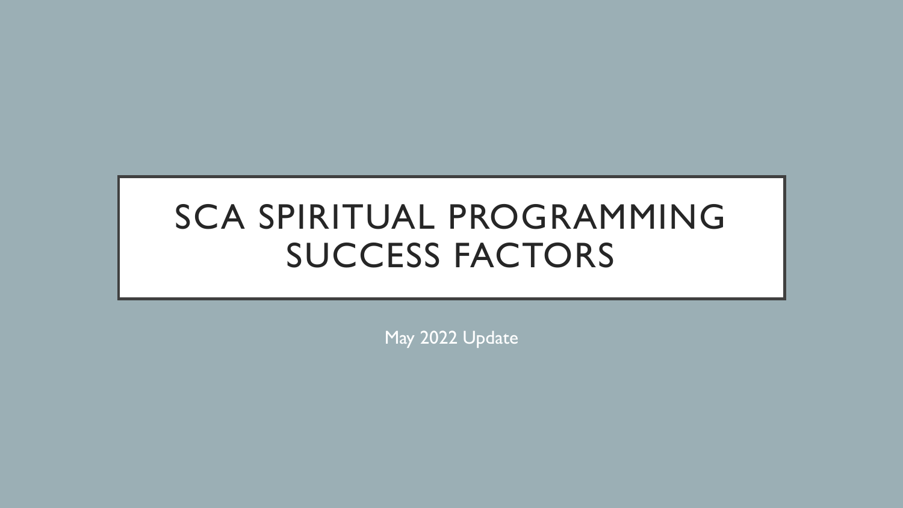# SCA SPIRITUAL PROGRAMMING SUCCESS FACTORS

May 2022 Update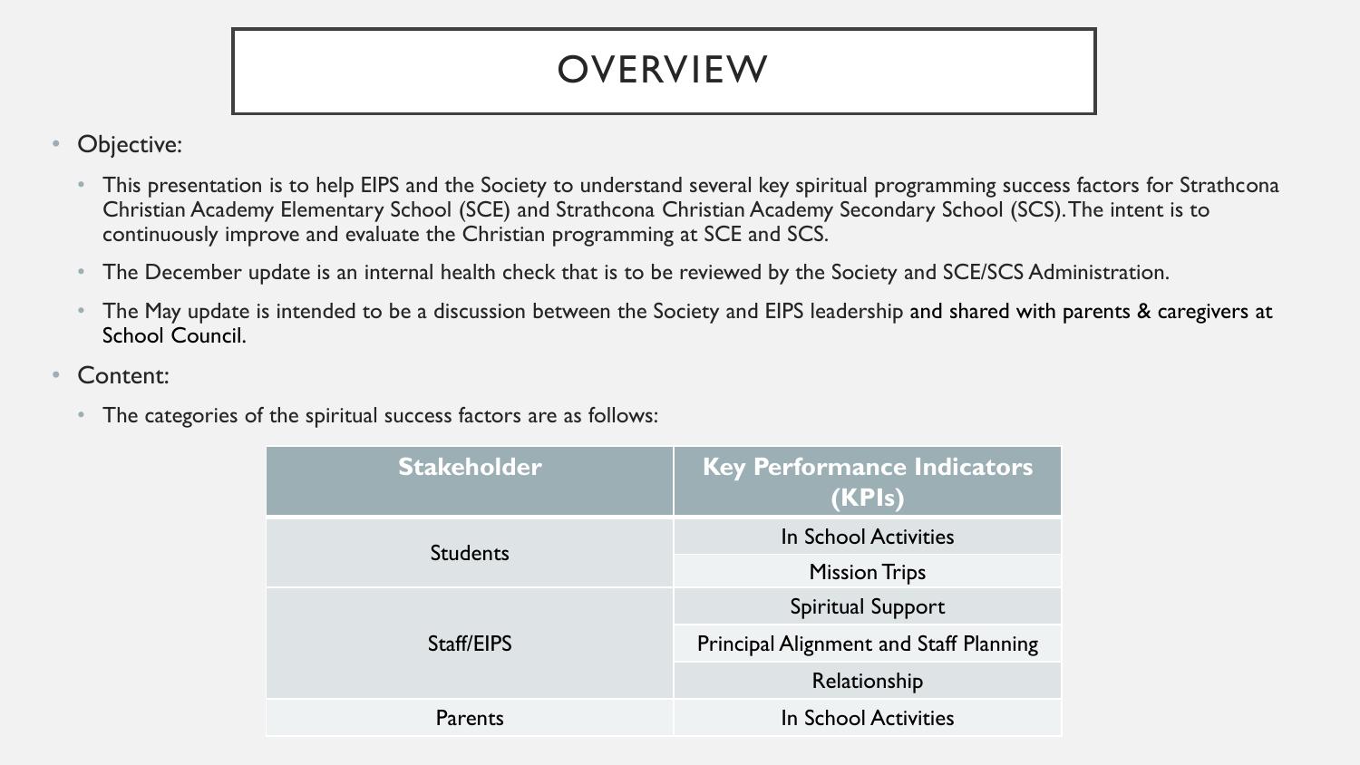# OVERVIEW

- Objective:
  - This presentation is to help EIPS and the Society to understand several key spiritual programming success factors for Strathcona Christian Academy Elementary School (SCE) and Strathcona Christian Academy Secondary School (SCS). The intent is to continuously improve and evaluate the Christian programming at SCE and SCS.
  - The December update is an internal health check that is to be reviewed by the Society and SCE/SCS Administration.
  - The May update is intended to be a discussion between the Society and EIPS leadership and shared with parents & caregivers at School Council.
- Content:
  - The categories of the spiritual success factors are as follows:

| Stakeholder | Key Performance Indicators (KPIs) |
|---|---|
| Students | In School Activities |
| | Mission Trips |
| Staff/EIPS | Spiritual Support |
| | Principal Alignment and Staff Planning |
| | Relationship |
| Parents | In School Activities |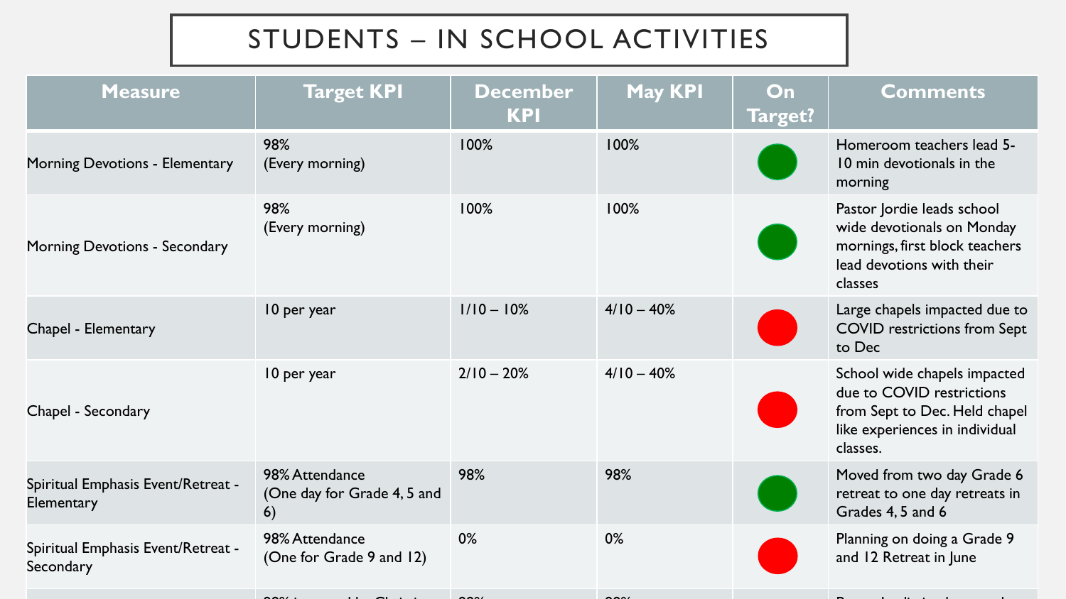# STUDENTS – IN SCHOOL ACTIVITIES

| Measure | Target KPI | December KPI | May KPI | On Target? | Comments |
|---|---|---|---|---|---|
| Morning Devotions - Elementary | 98% (Every morning) | 100% | 100% | Green | Homeroom teachers lead 5-10 min devotionals in the morning |
| Morning Devotions - Secondary | 98% (Every morning) | 100% | 100% | Green | Pastor Jordie leads school wide devotionals on Monday mornings, first block teachers lead devotions with their classes |
| Chapel - Elementary | 10 per year | 1/10 – 10% | 4/10 – 40% | Red | Large chapels impacted due to COVID restrictions from Sept to Dec |
| Chapel - Secondary | 10 per year | 2/10 – 20% | 4/10 – 40% | Red | School wide chapels impacted due to COVID restrictions from Sept to Dec. Held chapel like experiences in individual classes. |
| Spiritual Emphasis Event/Retreat - Elementary | 98% Attendance (One day for Grade 4, 5 and 6) | 98% | 98% | Green | Moved from two day Grade 6 retreat to one day retreats in Grades 4, 5 and 6 |
| Spiritual Emphasis Event/Retreat - Secondary | 98% Attendance (One for Grade 9 and 12) | 0% | 0% | Red | Planning on doing a Grade 9 and 12 Retreat in June |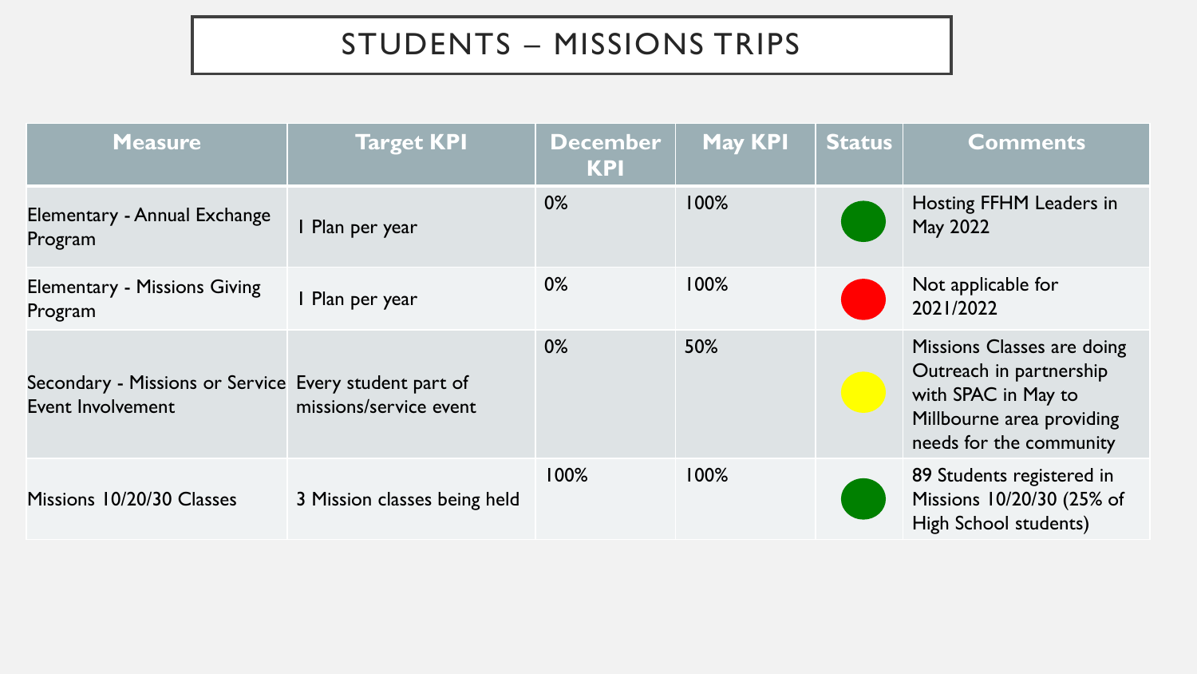# STUDENTS – MISSIONS TRIPS

| Measure | Target KPI | December KPI | May KPI | Status | Comments |
|---|---|---|---|---|---|
| Elementary - Annual Exchange Program | 1 Plan per year | 0% | 100% | Green | Hosting FFHM Leaders in May 2022 |
| Elementary - Missions Giving Program | 1 Plan per year | 0% | 100% | Red | Not applicable for 2021/2022 |
| Secondary - Missions or Service Event Involvement | Every student part of missions/service event | 0% | 50% | Yellow | Missions Classes are doing Outreach in partnership with SPAC in May to Millbourne area providing needs for the community |
| Missions 10/20/30 Classes | 3 Mission classes being held | 100% | 100% | Green | 89 Students registered in Missions 10/20/30 (25% of High School students) |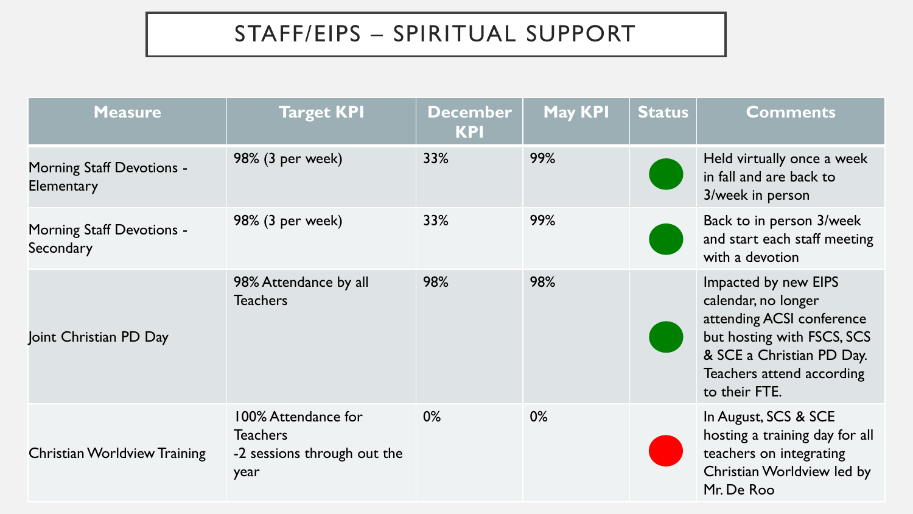# STAFF/EIPS – SPIRITUAL SUPPORT

| Measure | Target KPI | December KPI | May KPI | Status | Comments |
|---|---|---|---|---|---|
| Morning Staff Devotions - Elementary | 98% (3 per week) | 33% | 99% | Green | Held virtually once a week in fall and are back to 3/week in person |
| Morning Staff Devotions - Secondary | 98% (3 per week) | 33% | 99% | Green | Back to in person 3/week and start each staff meeting with a devotion |
| Joint Christian PD Day | 98% Attendance by all Teachers | 98% | 98% | Green | Impacted by new EIPS calendar, no longer attending ACSI conference but hosting with FSCS, SCS & SCE a Christian PD Day. Teachers attend according to their FTE. |
| Christian Worldview Training | 100% Attendance for Teachers<br>-2 sessions through out the year | 0% | 0% | Red | In August, SCS & SCE hosting a training day for all teachers on integrating Christian Worldview led by Mr. De Roo |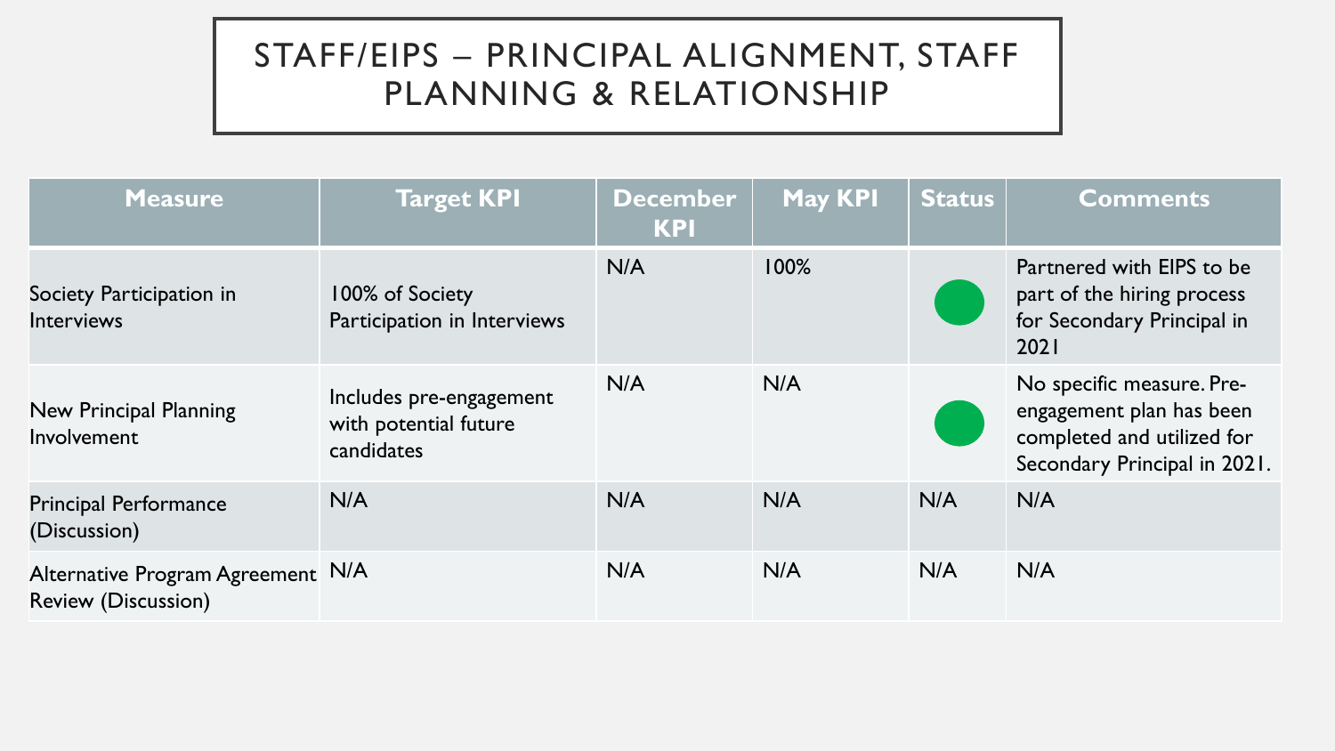# STAFF/EIPS – PRINCIPAL ALIGNMENT, STAFF PLANNING & RELATIONSHIP

| Measure | Target KPI | December KPI | May KPI | Status | Comments |
|---|---|---|---|---|---|
| Society Participation in Interviews | 100% of Society Participation in Interviews | N/A | 100% | 🟢 | Partnered with EIPS to be part of the hiring process for Secondary Principal in 2021 |
| New Principal Planning Involvement | Includes pre-engagement with potential future candidates | N/A | N/A | 🟢 | No specific measure. Pre-engagement plan has been completed and utilized for Secondary Principal in 2021. |
| Principal Performance (Discussion) | N/A | N/A | N/A | N/A | N/A |
| Alternative Program Agreement Review (Discussion) | N/A | N/A | N/A | N/A | N/A |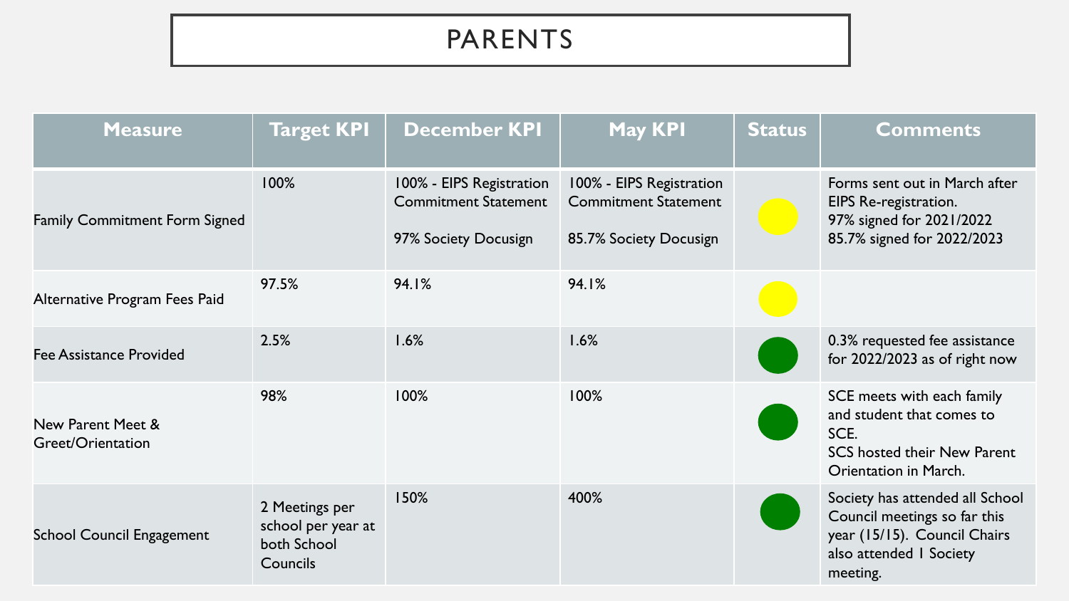# PARENTS

| Measure | Target KPI | December KPI | May KPI | Status | Comments |
|---|---|---|---|---|---|
| Family Commitment Form Signed | 100% | 100% - EIPS Registration Commitment Statement<br><br>97% Society Docusign | 100% - EIPS Registration Commitment Statement<br><br>85.7% Society Docusign | Yellow | Forms sent out in March after EIPS Re-registration.<br>97% signed for 2021/2022<br>85.7% signed for 2022/2023 |
| Alternative Program Fees Paid | 97.5% | 94.1% | 94.1% | Yellow | |
| Fee Assistance Provided | 2.5% | 1.6% | 1.6% | Green | 0.3% requested fee assistance for 2022/2023 as of right now |
| New Parent Meet & Greet/Orientation | 98% | 100% | 100% | Green | SCE meets with each family and student that comes to SCE.<br>SCS hosted their New Parent Orientation in March. |
| School Council Engagement | 2 Meetings per school per year at both School Councils | 150% | 400% | Green | Society has attended all School Council meetings so far this year (15/15). Council Chairs also attended 1 Society meeting. |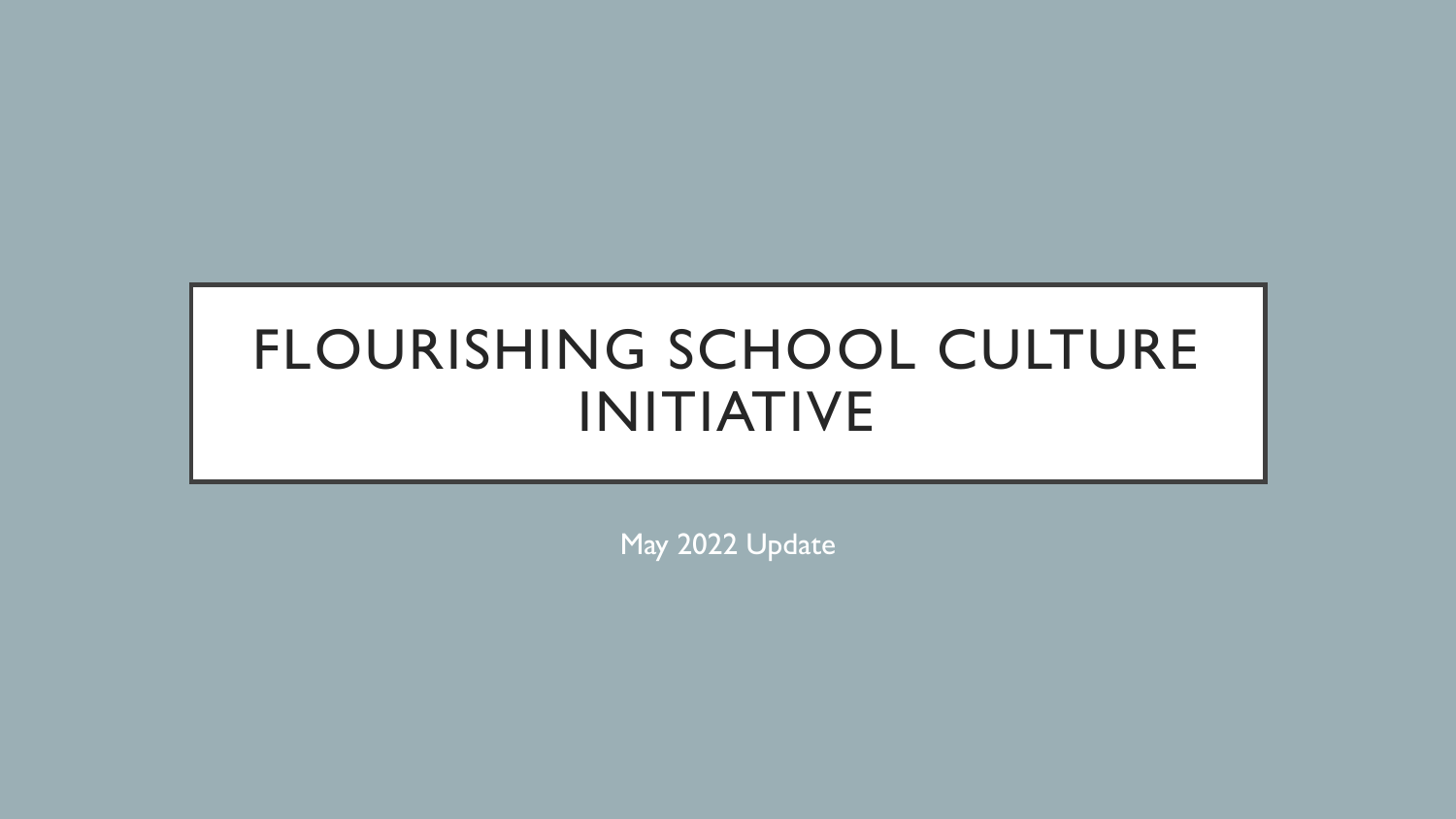# FLOURISHING SCHOOL CULTURE INITIATIVE

May 2022 Update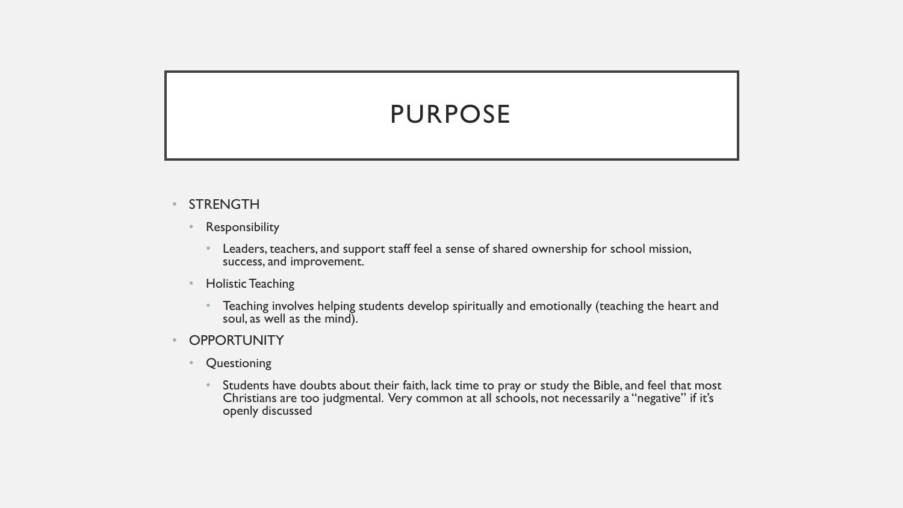# PURPOSE

- STRENGTH
  - Responsibility
    - Leaders, teachers, and support staff feel a sense of shared ownership for school mission, success, and improvement.
  - Holistic Teaching
    - Teaching involves helping students develop spiritually and emotionally (teaching the heart and soul, as well as the mind).
- OPPORTUNITY
  - Questioning
    - Students have doubts about their faith, lack time to pray or study the Bible, and feel that most Christians are too judgmental. Very common at all schools, not necessarily a "negative" if it's openly discussed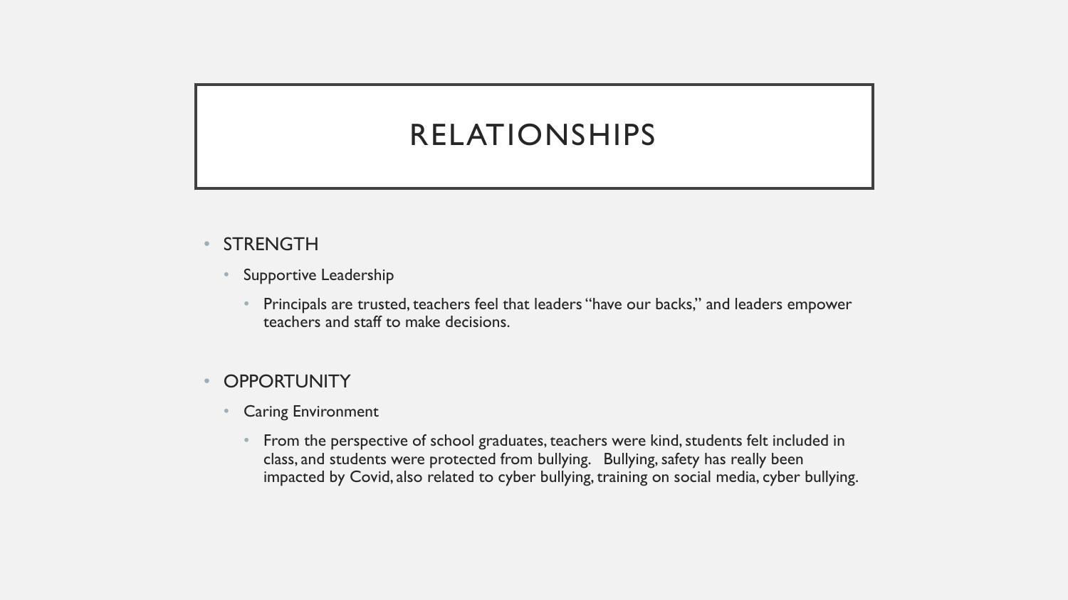# RELATIONSHIPS

- STRENGTH
  - Supportive Leadership
    - Principals are trusted, teachers feel that leaders "have our backs," and leaders empower teachers and staff to make decisions.
- OPPORTUNITY
  - Caring Environment
    - From the perspective of school graduates, teachers were kind, students felt included in class, and students were protected from bullying. Bullying, safety has really been impacted by Covid, also related to cyber bullying, training on social media, cyber bullying.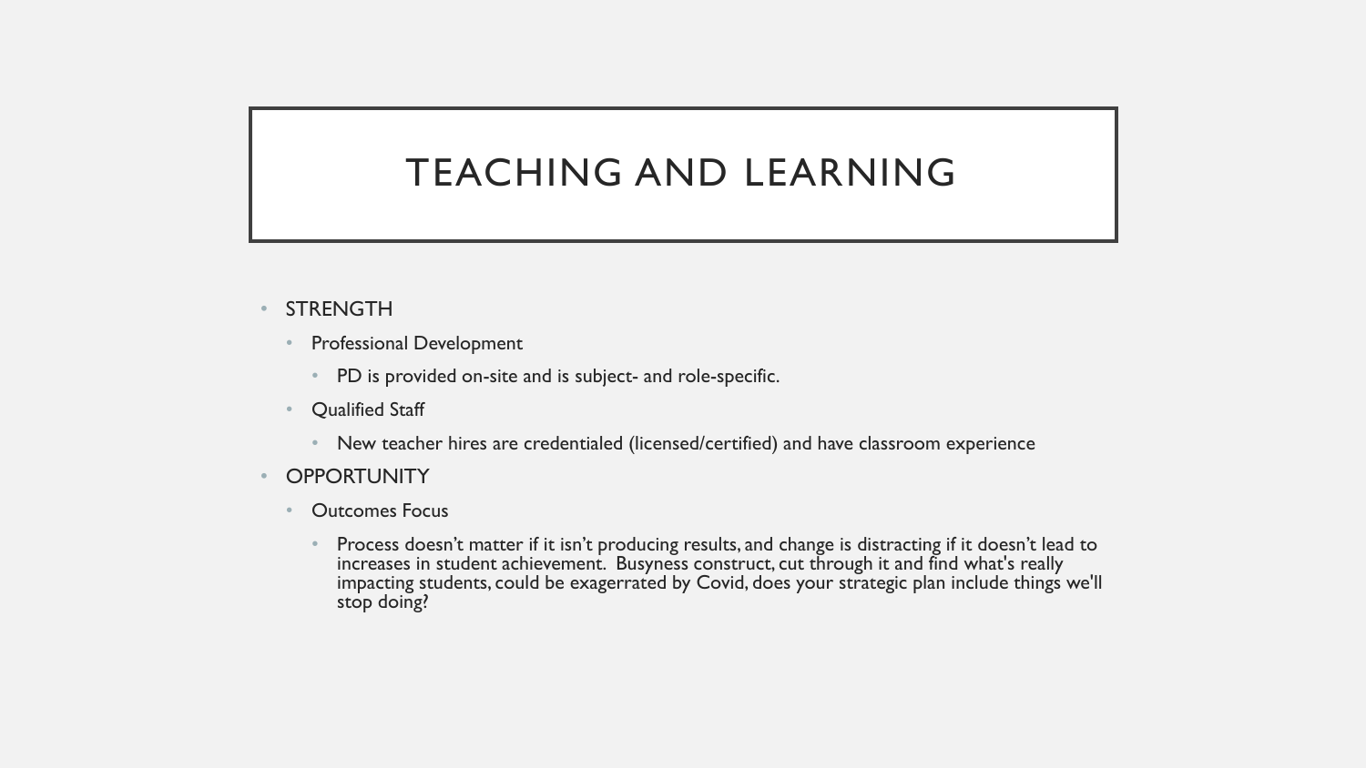# TEACHING AND LEARNING

- STRENGTH
  - Professional Development
    - PD is provided on-site and is subject- and role-specific.
  - Qualified Staff
    - New teacher hires are credentialed (licensed/certified) and have classroom experience
- OPPORTUNITY
  - Outcomes Focus
    - Process doesn't matter if it isn't producing results, and change is distracting if it doesn't lead to increases in student achievement. Busyness construct, cut through it and find what's really impacting students, could be exagerrated by Covid, does your strategic plan include things we'll stop doing?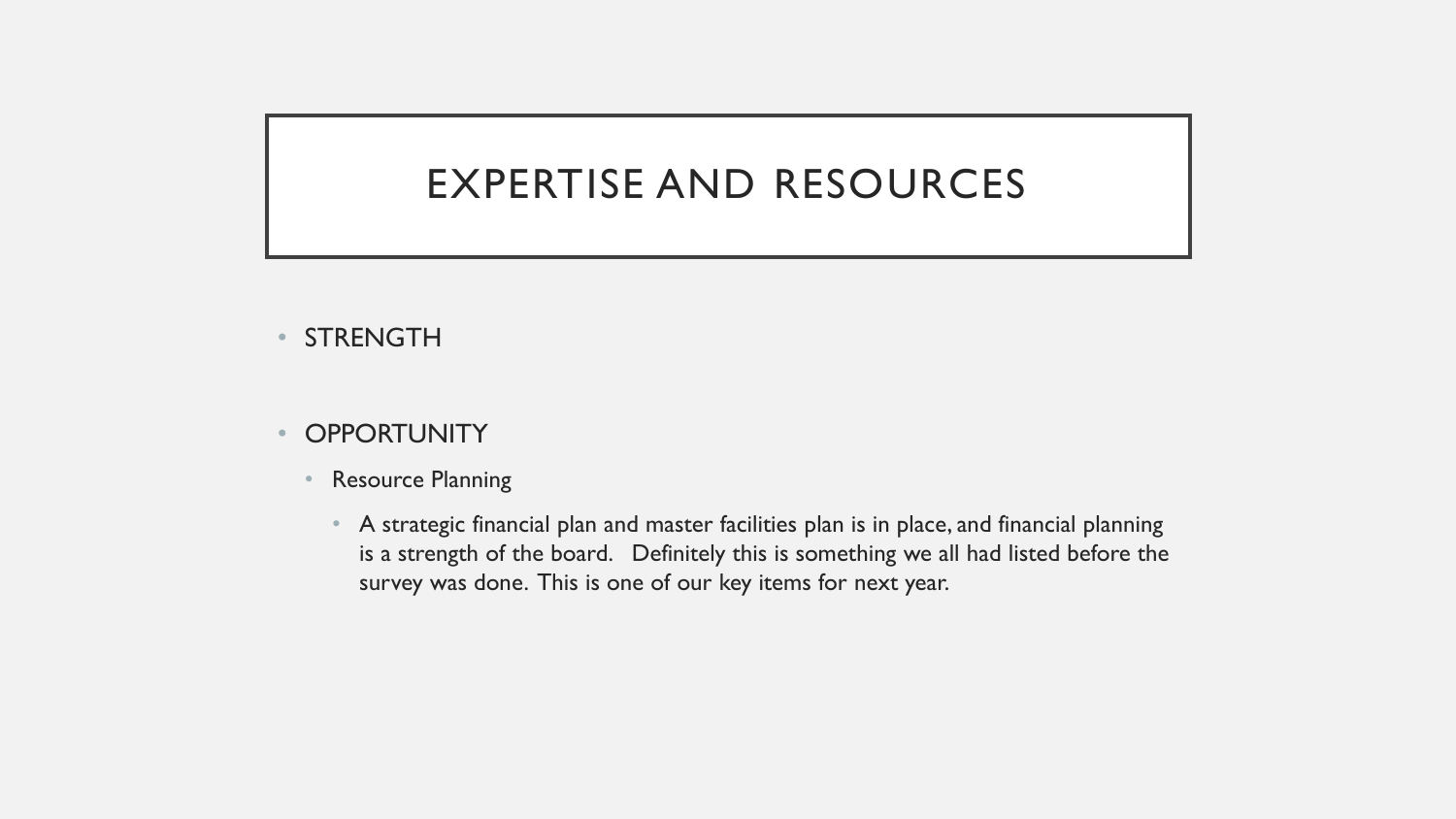# EXPERTISE AND RESOURCES

- STRENGTH

- OPPORTUNITY
  - Resource Planning
    - A strategic financial plan and master facilities plan is in place, and financial planning is a strength of the board. Definitely this is something we all had listed before the survey was done. This is one of our key items for next year.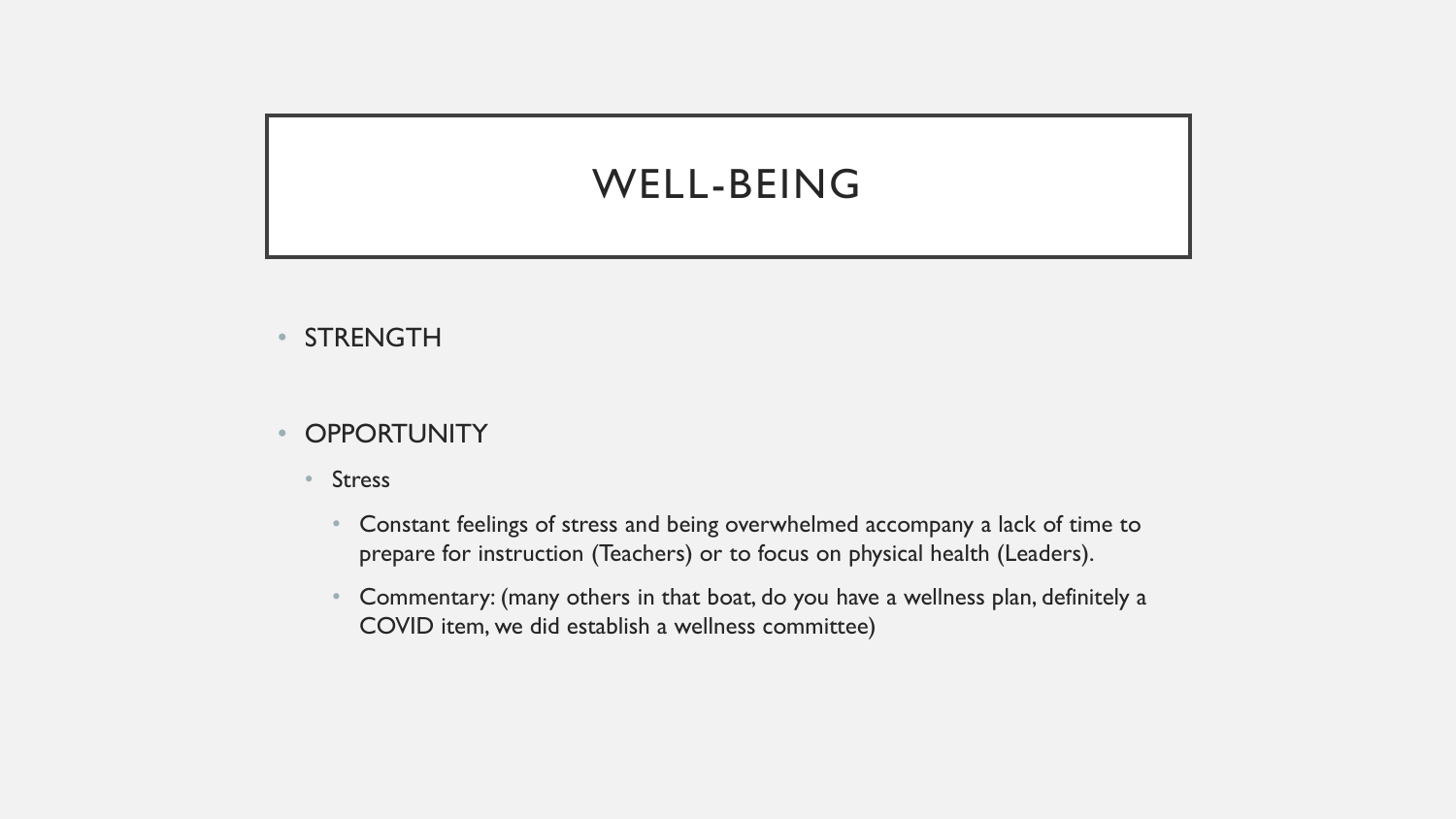# WELL-BEING

- STRENGTH
- OPPORTUNITY
  - Stress
    - Constant feelings of stress and being overwhelmed accompany a lack of time to prepare for instruction (Teachers) or to focus on physical health (Leaders).
    - Commentary: (many others in that boat, do you have a wellness plan, definitely a COVID item, we did establish a wellness committee)